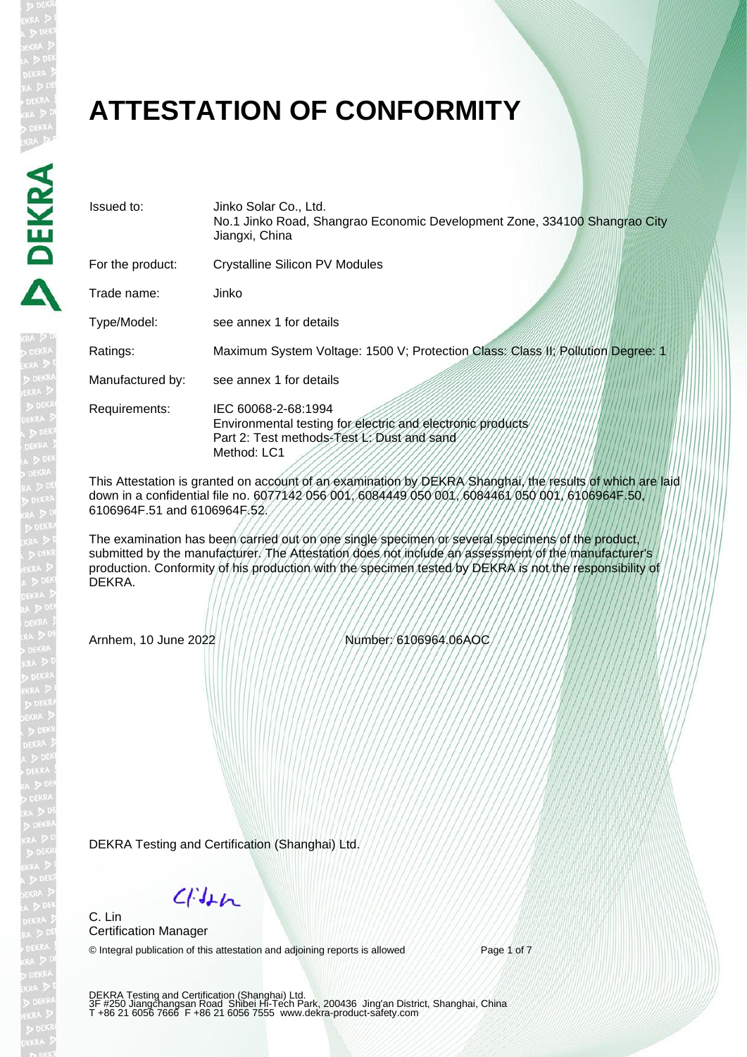# ATTESTATION OF CONFORMITY

| | |
|---|---|
| Issued to: | Jinko Solar Co., Ltd.<br>No.1 Jinko Road, Shangrao Economic Development Zone, 334100 Shangrao City Jiangxi, China |
| For the product: | Crystalline Silicon PV Modules |
| Trade name: | Jinko |
| Type/Model: | see annex 1 for details |
| Ratings: | Maximum System Voltage: 1500 V; Protection Class: Class II; Pollution Degree: 1 |
| Manufactured by: | see annex 1 for details |
| Requirements: | IEC 60068-2-68:1994<br>Environmental testing for electric and electronic products<br>Part 2: Test methods-Test L: Dust and sand<br>Method: LC1 |

This Attestation is granted on account of an examination by DEKRA Shanghai, the results of which are laid down in a confidential file no. 6077142 056 001, 6084449 050 001, 6084461 050 001, 6106964F.50, 6106964F.51 and 6106964F.52.

The examination has been carried out on one single specimen or several specimens of the product, submitted by the manufacturer. The Attestation does not include an assessment of the manufacturer's production. Conformity of his production with the specimen tested by DEKRA is not the responsibility of DEKRA.

Arnhem, 10 June 2022

Number: 6106964.06AOC

DEKRA Testing and Certification (Shanghai) Ltd.

C. Lin
Certification Manager

© Integral publication of this attestation and adjoining reports is allowed

DEKRA Testing and Certification (Shanghai) Ltd.
3F #250 Jiangchangsan Road Shibei Hi-Tech Park, 200436 Jing'an District, Shanghai, China
T +86 21 6056 7666 F +86 21 6056 7555 www.dekra-product-safety.com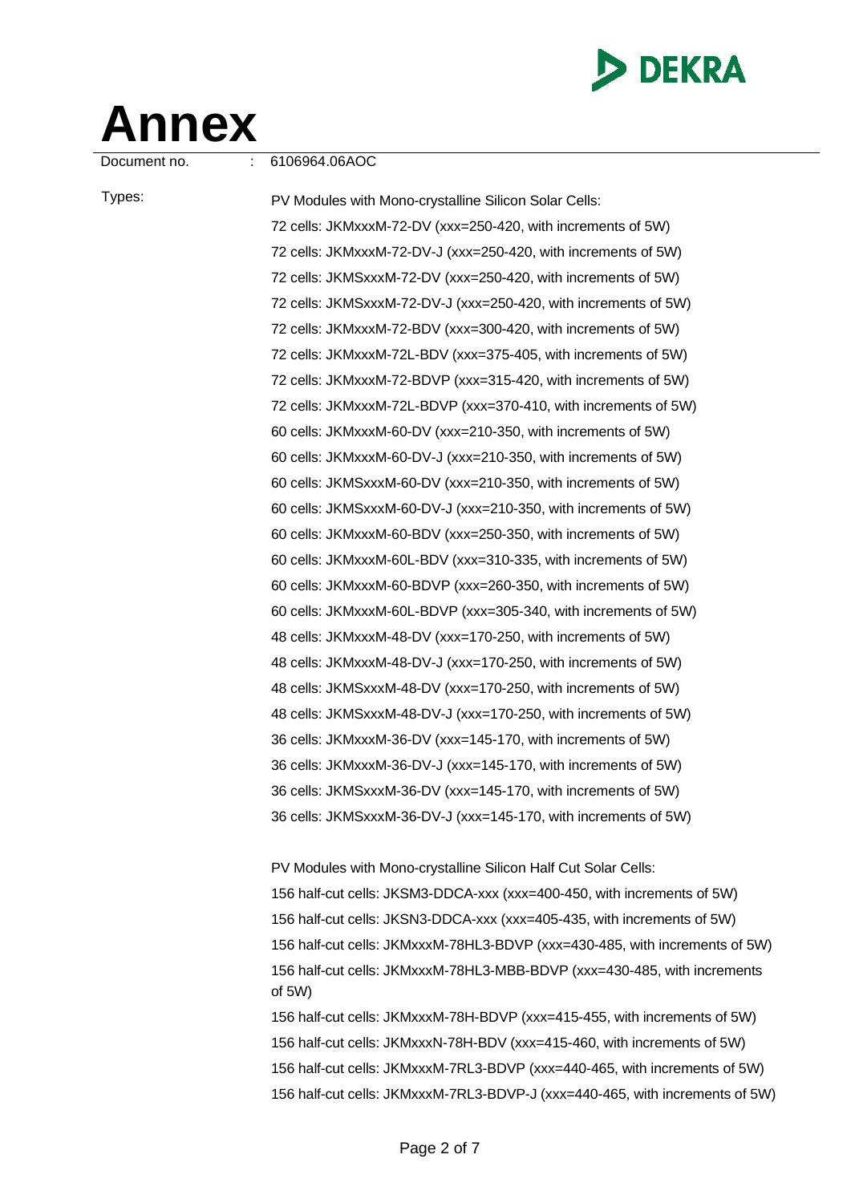# Annex

Document no. : 6106964.06AOC

Types:

PV Modules with Mono-crystalline Silicon Solar Cells:

72 cells: JKMxxxM-72-DV (xxx=250-420, with increments of 5W)
72 cells: JKMxxxM-72-DV-J (xxx=250-420, with increments of 5W)
72 cells: JKMSxxxM-72-DV (xxx=250-420, with increments of 5W)
72 cells: JKMSxxxM-72-DV-J (xxx=250-420, with increments of 5W)
72 cells: JKMxxxM-72-BDV (xxx=300-420, with increments of 5W)
72 cells: JKMxxxM-72L-BDV (xxx=375-405, with increments of 5W)
72 cells: JKMxxxM-72-BDVP (xxx=315-420, with increments of 5W)
72 cells: JKMxxxM-72L-BDVP (xxx=370-410, with increments of 5W)
60 cells: JKMxxxM-60-DV (xxx=210-350, with increments of 5W)
60 cells: JKMxxxM-60-DV-J (xxx=210-350, with increments of 5W)
60 cells: JKMSxxxM-60-DV (xxx=210-350, with increments of 5W)
60 cells: JKMSxxxM-60-DV-J (xxx=210-350, with increments of 5W)
60 cells: JKMxxxM-60-BDV (xxx=250-350, with increments of 5W)
60 cells: JKMxxxM-60L-BDV (xxx=310-335, with increments of 5W)
60 cells: JKMxxxM-60-BDVP (xxx=260-350, with increments of 5W)
60 cells: JKMxxxM-60L-BDVP (xxx=305-340, with increments of 5W)
48 cells: JKMxxxM-48-DV (xxx=170-250, with increments of 5W)
48 cells: JKMxxxM-48-DV-J (xxx=170-250, with increments of 5W)
48 cells: JKMSxxxM-48-DV (xxx=170-250, with increments of 5W)
48 cells: JKMSxxxM-48-DV-J (xxx=170-250, with increments of 5W)
36 cells: JKMxxxM-36-DV (xxx=145-170, with increments of 5W)
36 cells: JKMxxxM-36-DV-J (xxx=145-170, with increments of 5W)
36 cells: JKMSxxxM-36-DV (xxx=145-170, with increments of 5W)
36 cells: JKMSxxxM-36-DV-J (xxx=145-170, with increments of 5W)

PV Modules with Mono-crystalline Silicon Half Cut Solar Cells:

156 half-cut cells: JKSM3-DDCA-xxx (xxx=400-450, with increments of 5W)
156 half-cut cells: JKSN3-DDCA-xxx (xxx=405-435, with increments of 5W)
156 half-cut cells: JKMxxxM-78HL3-BDVP (xxx=430-485, with increments of 5W)
156 half-cut cells: JKMxxxM-78HL3-MBB-BDVP (xxx=430-485, with increments of 5W)
156 half-cut cells: JKMxxxM-78H-BDVP (xxx=415-455, with increments of 5W)
156 half-cut cells: JKMxxxN-78H-BDV (xxx=415-460, with increments of 5W)
156 half-cut cells: JKMxxxM-7RL3-BDVP (xxx=440-465, with increments of 5W)
156 half-cut cells: JKMxxxM-7RL3-BDVP-J (xxx=440-465, with increments of 5W)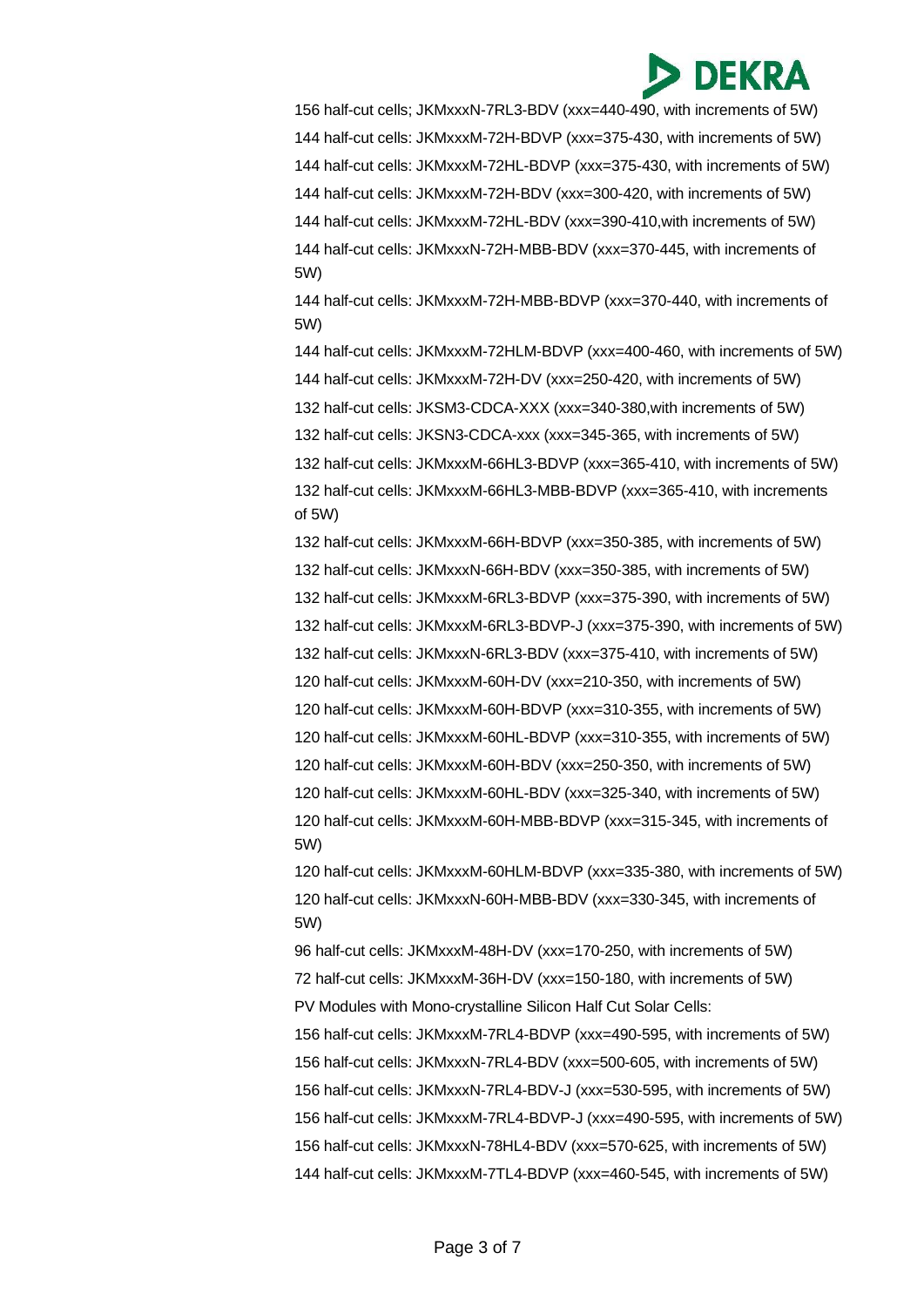156 half-cut cells; JKMxxxN-7RL3-BDV (xxx=440-490, with increments of 5W)

144 half-cut cells: JKMxxxM-72H-BDVP (xxx=375-430, with increments of 5W)

144 half-cut cells: JKMxxxM-72HL-BDVP (xxx=375-430, with increments of 5W)

144 half-cut cells: JKMxxxM-72H-BDV (xxx=300-420, with increments of 5W)

144 half-cut cells: JKMxxxM-72HL-BDV (xxx=390-410,with increments of 5W)

144 half-cut cells: JKMxxxN-72H-MBB-BDV (xxx=370-445, with increments of 5W)

144 half-cut cells: JKMxxxM-72H-MBB-BDVP (xxx=370-440, with increments of 5W)

144 half-cut cells: JKMxxxM-72HLM-BDVP (xxx=400-460, with increments of 5W)

144 half-cut cells: JKMxxxM-72H-DV (xxx=250-420, with increments of 5W)

132 half-cut cells: JKSM3-CDCA-XXX (xxx=340-380,with increments of 5W)

132 half-cut cells: JKSN3-CDCA-xxx (xxx=345-365, with increments of 5W)

132 half-cut cells: JKMxxxM-66HL3-BDVP (xxx=365-410, with increments of 5W)

132 half-cut cells: JKMxxxM-66HL3-MBB-BDVP (xxx=365-410, with increments of 5W)

132 half-cut cells: JKMxxxM-66H-BDVP (xxx=350-385, with increments of 5W)

132 half-cut cells: JKMxxxN-66H-BDV (xxx=350-385, with increments of 5W)

132 half-cut cells: JKMxxxM-6RL3-BDVP (xxx=375-390, with increments of 5W)

132 half-cut cells: JKMxxxM-6RL3-BDVP-J (xxx=375-390, with increments of 5W)

132 half-cut cells: JKMxxxN-6RL3-BDV (xxx=375-410, with increments of 5W)

120 half-cut cells: JKMxxxM-60H-DV (xxx=210-350, with increments of 5W)

120 half-cut cells: JKMxxxM-60H-BDVP (xxx=310-355, with increments of 5W)

120 half-cut cells: JKMxxxM-60HL-BDVP (xxx=310-355, with increments of 5W)

120 half-cut cells: JKMxxxM-60H-BDV (xxx=250-350, with increments of 5W)

120 half-cut cells: JKMxxxM-60HL-BDV (xxx=325-340, with increments of 5W)

120 half-cut cells: JKMxxxM-60H-MBB-BDVP (xxx=315-345, with increments of 5W)

120 half-cut cells: JKMxxxM-60HLM-BDVP (xxx=335-380, with increments of 5W)

120 half-cut cells: JKMxxxN-60H-MBB-BDV (xxx=330-345, with increments of 5W)

96 half-cut cells: JKMxxxM-48H-DV (xxx=170-250, with increments of 5W)

72 half-cut cells: JKMxxxM-36H-DV (xxx=150-180, with increments of 5W)

PV Modules with Mono-crystalline Silicon Half Cut Solar Cells:

156 half-cut cells: JKMxxxM-7RL4-BDVP (xxx=490-595, with increments of 5W)

156 half-cut cells: JKMxxxN-7RL4-BDV (xxx=500-605, with increments of 5W)

156 half-cut cells: JKMxxxN-7RL4-BDV-J (xxx=530-595, with increments of 5W)

156 half-cut cells: JKMxxxM-7RL4-BDVP-J (xxx=490-595, with increments of 5W)

156 half-cut cells: JKMxxxN-78HL4-BDV (xxx=570-625, with increments of 5W)

144 half-cut cells: JKMxxxM-7TL4-BDVP (xxx=460-545, with increments of 5W)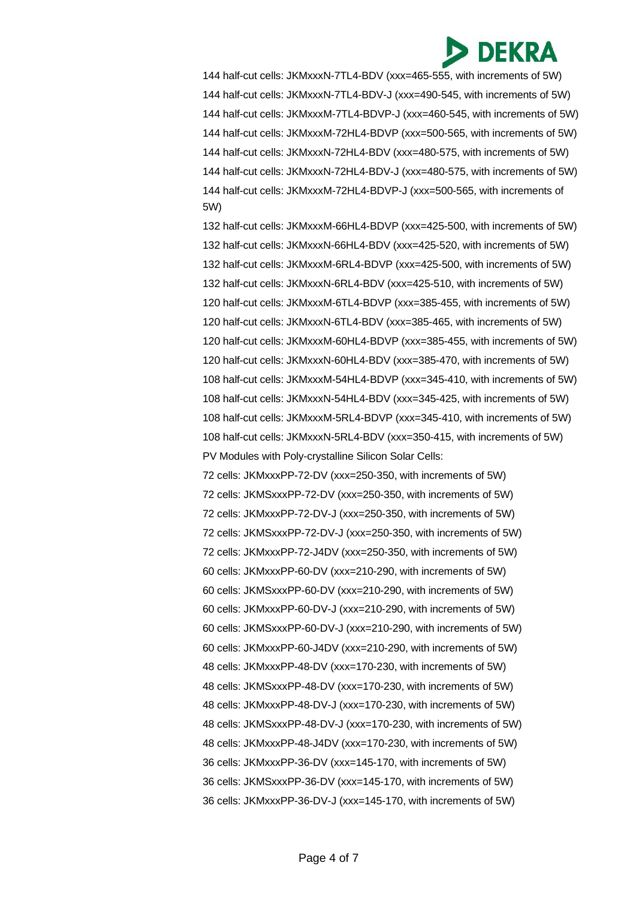144 half-cut cells: JKMxxxN-7TL4-BDV (xxx=465-555, with increments of 5W)

144 half-cut cells: JKMxxxN-7TL4-BDV-J (xxx=490-545, with increments of 5W)

144 half-cut cells: JKMxxxM-7TL4-BDVP-J (xxx=460-545, with increments of 5W)

144 half-cut cells: JKMxxxM-72HL4-BDVP (xxx=500-565, with increments of 5W)

144 half-cut cells: JKMxxxN-72HL4-BDV (xxx=480-575, with increments of 5W)

144 half-cut cells: JKMxxxN-72HL4-BDV-J (xxx=480-575, with increments of 5W)

144 half-cut cells: JKMxxxM-72HL4-BDVP-J (xxx=500-565, with increments of 5W)

132 half-cut cells: JKMxxxM-66HL4-BDVP (xxx=425-500, with increments of 5W)

132 half-cut cells: JKMxxxN-66HL4-BDV (xxx=425-520, with increments of 5W)

132 half-cut cells: JKMxxxM-6RL4-BDVP (xxx=425-500, with increments of 5W)

132 half-cut cells: JKMxxxN-6RL4-BDV (xxx=425-510, with increments of 5W)

120 half-cut cells: JKMxxxM-6TL4-BDVP (xxx=385-455, with increments of 5W)

120 half-cut cells: JKMxxxN-6TL4-BDV (xxx=385-465, with increments of 5W)

120 half-cut cells: JKMxxxM-60HL4-BDVP (xxx=385-455, with increments of 5W)

120 half-cut cells: JKMxxxN-60HL4-BDV (xxx=385-470, with increments of 5W)

108 half-cut cells: JKMxxxM-54HL4-BDVP (xxx=345-410, with increments of 5W)

108 half-cut cells: JKMxxxN-54HL4-BDV (xxx=345-425, with increments of 5W)

108 half-cut cells: JKMxxxM-5RL4-BDVP (xxx=345-410, with increments of 5W)

108 half-cut cells: JKMxxxN-5RL4-BDV (xxx=350-415, with increments of 5W)

PV Modules with Poly-crystalline Silicon Solar Cells:

72 cells: JKMxxxPP-72-DV (xxx=250-350, with increments of 5W)

72 cells: JKMSxxxPP-72-DV (xxx=250-350, with increments of 5W)

72 cells: JKMxxxPP-72-DV-J (xxx=250-350, with increments of 5W)

72 cells: JKMSxxxPP-72-DV-J (xxx=250-350, with increments of 5W)

72 cells: JKMxxxPP-72-J4DV (xxx=250-350, with increments of 5W)

60 cells: JKMxxxPP-60-DV (xxx=210-290, with increments of 5W)

60 cells: JKMSxxxPP-60-DV (xxx=210-290, with increments of 5W)

60 cells: JKMxxxPP-60-DV-J (xxx=210-290, with increments of 5W)

60 cells: JKMSxxxPP-60-DV-J (xxx=210-290, with increments of 5W)

60 cells: JKMxxxPP-60-J4DV (xxx=210-290, with increments of 5W)

48 cells: JKMxxxPP-48-DV (xxx=170-230, with increments of 5W)

48 cells: JKMSxxxPP-48-DV (xxx=170-230, with increments of 5W)

48 cells: JKMxxxPP-48-DV-J (xxx=170-230, with increments of 5W)

48 cells: JKMSxxxPP-48-DV-J (xxx=170-230, with increments of 5W)

48 cells: JKMxxxPP-48-J4DV (xxx=170-230, with increments of 5W)

36 cells: JKMxxxPP-36-DV (xxx=145-170, with increments of 5W)

36 cells: JKMSxxxPP-36-DV (xxx=145-170, with increments of 5W)

36 cells: JKMxxxPP-36-DV-J (xxx=145-170, with increments of 5W)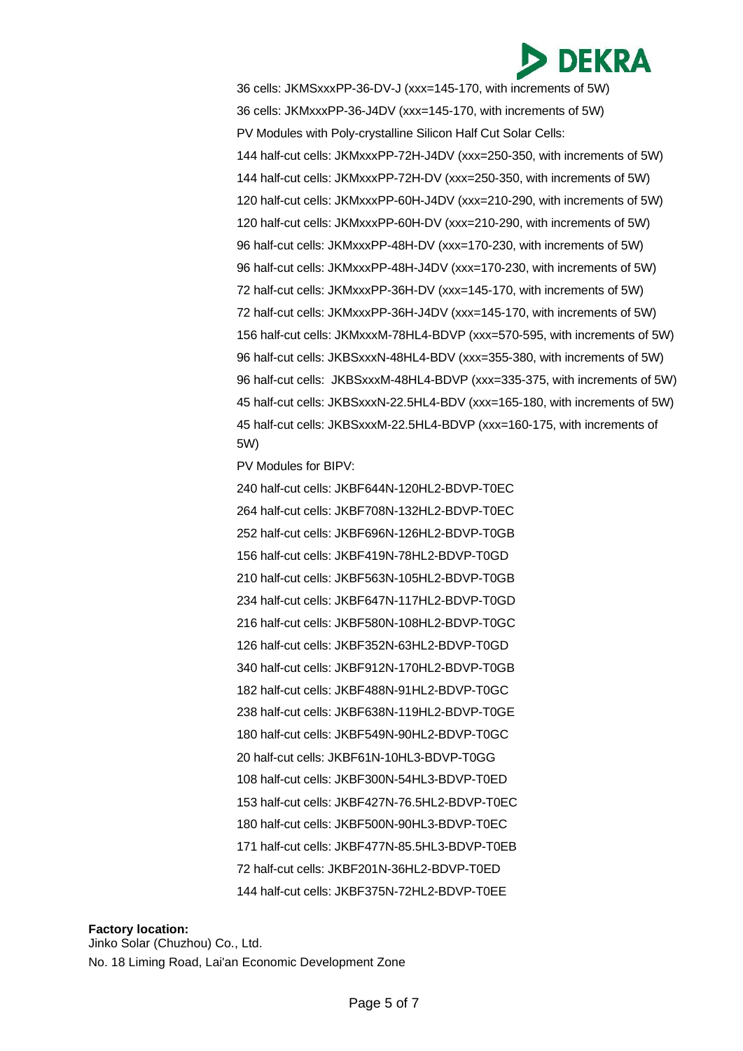36 cells: JKMSxxxPP-36-DV-J (xxx=145-170, with increments of 5W)

36 cells: JKMxxxPP-36-J4DV (xxx=145-170, with increments of 5W)

PV Modules with Poly-crystalline Silicon Half Cut Solar Cells:

144 half-cut cells: JKMxxxPP-72H-J4DV (xxx=250-350, with increments of 5W)

144 half-cut cells: JKMxxxPP-72H-DV (xxx=250-350, with increments of 5W)

120 half-cut cells: JKMxxxPP-60H-J4DV (xxx=210-290, with increments of 5W)

120 half-cut cells: JKMxxxPP-60H-DV (xxx=210-290, with increments of 5W)

96 half-cut cells: JKMxxxPP-48H-DV (xxx=170-230, with increments of 5W)

96 half-cut cells: JKMxxxPP-48H-J4DV (xxx=170-230, with increments of 5W)

72 half-cut cells: JKMxxxPP-36H-DV (xxx=145-170, with increments of 5W)

72 half-cut cells: JKMxxxPP-36H-J4DV (xxx=145-170, with increments of 5W)

156 half-cut cells: JKMxxxM-78HL4-BDVP (xxx=570-595, with increments of 5W)

96 half-cut cells: JKBSxxxN-48HL4-BDV (xxx=355-380, with increments of 5W)

96 half-cut cells: JKBSxxxM-48HL4-BDVP (xxx=335-375, with increments of 5W)

45 half-cut cells: JKBSxxxN-22.5HL4-BDV (xxx=165-180, with increments of 5W)

45 half-cut cells: JKBSxxxM-22.5HL4-BDVP (xxx=160-175, with increments of 5W)

PV Modules for BIPV:

240 half-cut cells: JKBF644N-120HL2-BDVP-T0EC

264 half-cut cells: JKBF708N-132HL2-BDVP-T0EC

252 half-cut cells: JKBF696N-126HL2-BDVP-T0GB

156 half-cut cells: JKBF419N-78HL2-BDVP-T0GD

210 half-cut cells: JKBF563N-105HL2-BDVP-T0GB

234 half-cut cells: JKBF647N-117HL2-BDVP-T0GD

216 half-cut cells: JKBF580N-108HL2-BDVP-T0GC

126 half-cut cells: JKBF352N-63HL2-BDVP-T0GD

340 half-cut cells: JKBF912N-170HL2-BDVP-T0GB

182 half-cut cells: JKBF488N-91HL2-BDVP-T0GC

238 half-cut cells: JKBF638N-119HL2-BDVP-T0GE

180 half-cut cells: JKBF549N-90HL2-BDVP-T0GC

20 half-cut cells: JKBF61N-10HL3-BDVP-T0GG

108 half-cut cells: JKBF300N-54HL3-BDVP-T0ED

153 half-cut cells: JKBF427N-76.5HL2-BDVP-T0EC

180 half-cut cells: JKBF500N-90HL3-BDVP-T0EC

171 half-cut cells: JKBF477N-85.5HL3-BDVP-T0EB

72 half-cut cells: JKBF201N-36HL2-BDVP-T0ED

144 half-cut cells: JKBF375N-72HL2-BDVP-T0EE

**Factory location:**

Jinko Solar (Chuzhou) Co., Ltd.

No. 18 Liming Road, Lai'an Economic Development Zone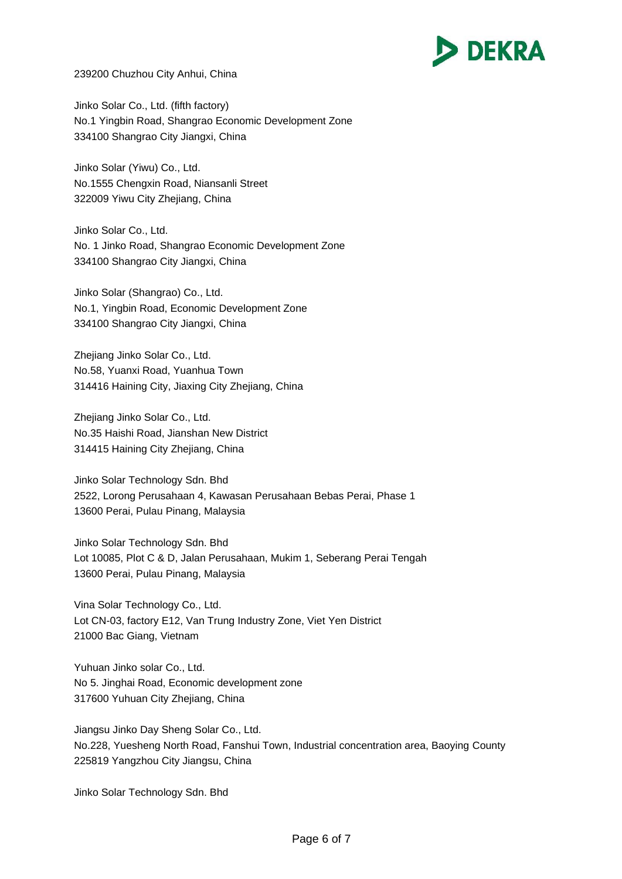239200 Chuzhou City Anhui, China

Jinko Solar Co., Ltd. (fifth factory)
No.1 Yingbin Road, Shangrao Economic Development Zone
334100 Shangrao City Jiangxi, China

Jinko Solar (Yiwu) Co., Ltd.
No.1555 Chengxin Road, Niansanli Street
322009 Yiwu City Zhejiang, China

Jinko Solar Co., Ltd.
No. 1 Jinko Road, Shangrao Economic Development Zone
334100 Shangrao City Jiangxi, China

Jinko Solar (Shangrao) Co., Ltd.
No.1, Yingbin Road, Economic Development Zone
334100 Shangrao City Jiangxi, China

Zhejiang Jinko Solar Co., Ltd.
No.58, Yuanxi Road, Yuanhua Town
314416 Haining City, Jiaxing City Zhejiang, China

Zhejiang Jinko Solar Co., Ltd.
No.35 Haishi Road, Jianshan New District
314415 Haining City Zhejiang, China

Jinko Solar Technology Sdn. Bhd
2522, Lorong Perusahaan 4, Kawasan Perusahaan Bebas Perai, Phase 1
13600 Perai, Pulau Pinang, Malaysia

Jinko Solar Technology Sdn. Bhd
Lot 10085, Plot C & D, Jalan Perusahaan, Mukim 1, Seberang Perai Tengah
13600 Perai, Pulau Pinang, Malaysia

Vina Solar Technology Co., Ltd.
Lot CN-03, factory E12, Van Trung Industry Zone, Viet Yen District
21000 Bac Giang, Vietnam

Yuhuan Jinko solar Co., Ltd.
No 5. Jinghai Road, Economic development zone
317600 Yuhuan City Zhejiang, China

Jiangsu Jinko Day Sheng Solar Co., Ltd.
No.228, Yuesheng North Road, Fanshui Town, Industrial concentration area, Baoying County
225819 Yangzhou City Jiangsu, China

Jinko Solar Technology Sdn. Bhd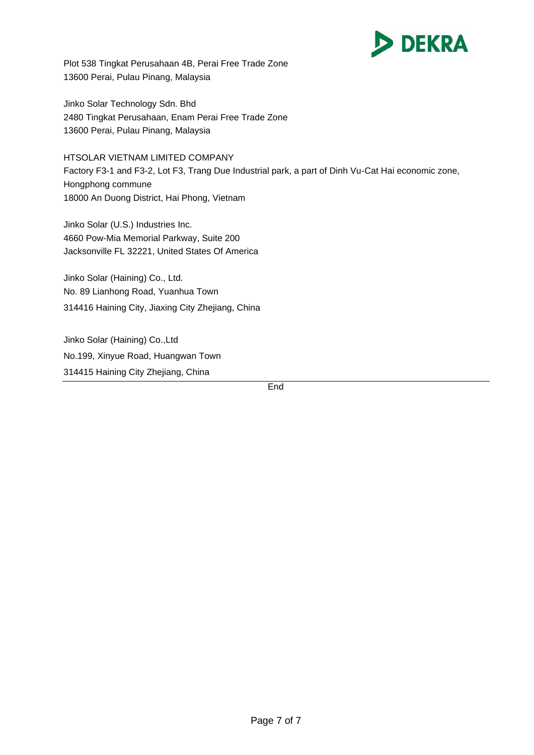Plot 538 Tingkat Perusahaan 4B, Perai Free Trade Zone
13600 Perai, Pulau Pinang, Malaysia

Jinko Solar Technology Sdn. Bhd
2480 Tingkat Perusahaan, Enam Perai Free Trade Zone
13600 Perai, Pulau Pinang, Malaysia

HTSOLAR VIETNAM LIMITED COMPANY
Factory F3-1 and F3-2, Lot F3, Trang Due Industrial park, a part of Dinh Vu-Cat Hai economic zone, Hongphong commune
18000 An Duong District, Hai Phong, Vietnam

Jinko Solar (U.S.) Industries Inc.
4660 Pow-Mia Memorial Parkway, Suite 200
Jacksonville FL 32221, United States Of America

Jinko Solar (Haining) Co., Ltd.
No. 89 Lianhong Road, Yuanhua Town
314416 Haining City, Jiaxing City Zhejiang, China

Jinko Solar (Haining) Co.,Ltd
No.199, Xinyue Road, Huangwan Town
314415 Haining City Zhejiang, China

---

End